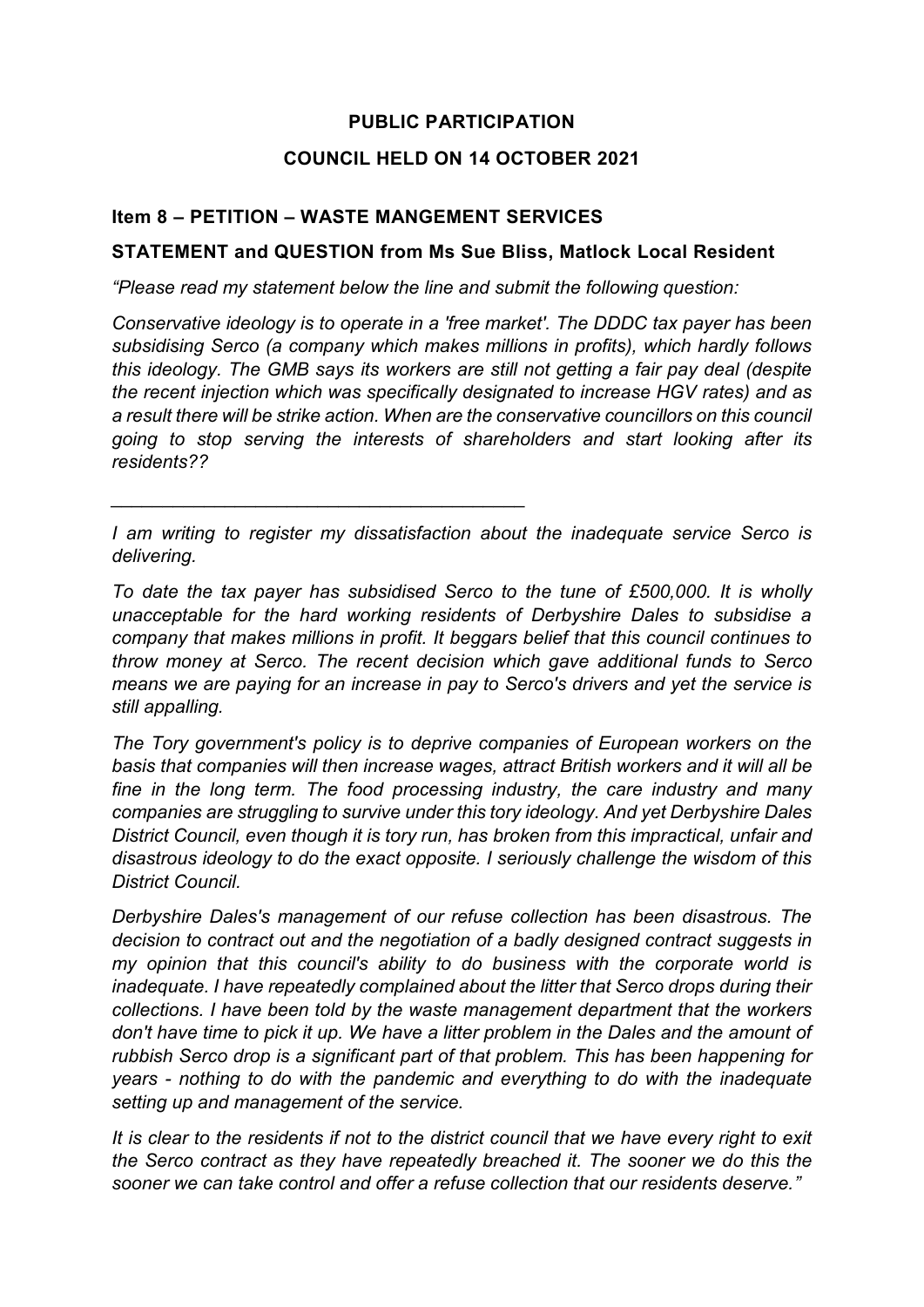**PUBLIC PARTICIPATION**

**COUNCIL HELD ON 14 OCTOBER 2021**

### Item 8 – PETITION – WASTE MANGEMENT SERVICES

### STATEMENT and QUESTION from Ms Sue Bliss, Matlock Local Resident

*"Please read my statement below the line and submit the following question:*

*Conservative ideology is to operate in a 'free market'. The DDDC tax payer has been subsidising Serco (a company which makes millions in profits), which hardly follows this ideology. The GMB says its workers are still not getting a fair pay deal (despite the recent injection which was specifically designated to increase HGV rates) and as a result there will be strike action. When are the conservative councillors on this council going to stop serving the interests of shareholders and start looking after its residents??*

---

*I am writing to register my dissatisfaction about the inadequate service Serco is delivering.*

*To date the tax payer has subsidised Serco to the tune of £500,000. It is wholly unacceptable for the hard working residents of Derbyshire Dales to subsidise a company that makes millions in profit. It beggars belief that this council continues to throw money at Serco. The recent decision which gave additional funds to Serco means we are paying for an increase in pay to Serco's drivers and yet the service is still appalling.*

*The Tory government's policy is to deprive companies of European workers on the basis that companies will then increase wages, attract British workers and it will all be fine in the long term. The food processing industry, the care industry and many companies are struggling to survive under this tory ideology. And yet Derbyshire Dales District Council, even though it is tory run, has broken from this impractical, unfair and disastrous ideology to do the exact opposite. I seriously challenge the wisdom of this District Council.*

*Derbyshire Dales's management of our refuse collection has been disastrous. The decision to contract out and the negotiation of a badly designed contract suggests in my opinion that this council's ability to do business with the corporate world is inadequate. I have repeatedly complained about the litter that Serco drops during their collections. I have been told by the waste management department that the workers don't have time to pick it up. We have a litter problem in the Dales and the amount of rubbish Serco drop is a significant part of that problem. This has been happening for years - nothing to do with the pandemic and everything to do with the inadequate setting up and management of the service.*

*It is clear to the residents if not to the district council that we have every right to exit the Serco contract as they have repeatedly breached it. The sooner we do this the sooner we can take control and offer a refuse collection that our residents deserve."*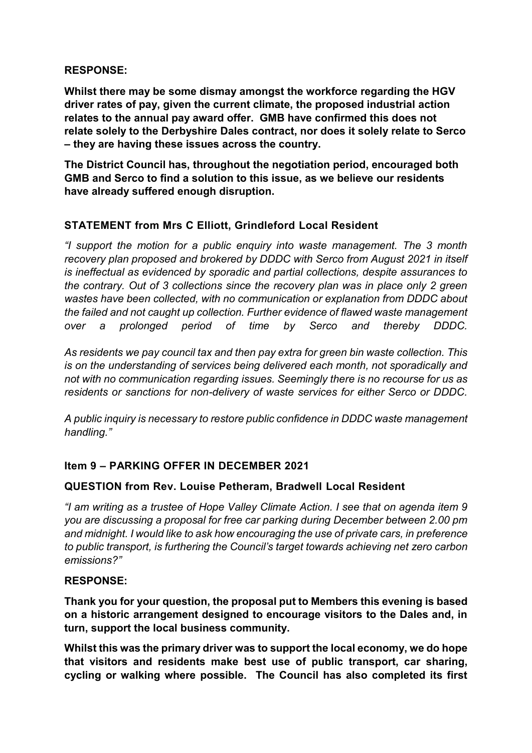**RESPONSE:**

**Whilst there may be some dismay amongst the workforce regarding the HGV driver rates of pay, given the current climate, the proposed industrial action relates to the annual pay award offer. GMB have confirmed this does not relate solely to the Derbyshire Dales contract, nor does it solely relate to Serco – they are having these issues across the country.**

**The District Council has, throughout the negotiation period, encouraged both GMB and Serco to find a solution to this issue, as we believe our residents have already suffered enough disruption.**

**STATEMENT from Mrs C Elliott, Grindleford Local Resident**

*"I support the motion for a public enquiry into waste management. The 3 month recovery plan proposed and brokered by DDDC with Serco from August 2021 in itself is ineffectual as evidenced by sporadic and partial collections, despite assurances to the contrary. Out of 3 collections since the recovery plan was in place only 2 green wastes have been collected, with no communication or explanation from DDDC about the failed and not caught up collection. Further evidence of flawed waste management over a prolonged period of time by Serco and thereby DDDC.*

*As residents we pay council tax and then pay extra for green bin waste collection. This is on the understanding of services being delivered each month, not sporadically and not with no communication regarding issues. Seemingly there is no recourse for us as residents or sanctions for non-delivery of waste services for either Serco or DDDC.*

*A public inquiry is necessary to restore public confidence in DDDC waste management handling."*

**Item 9 – PARKING OFFER IN DECEMBER 2021**

**QUESTION from Rev. Louise Petheram, Bradwell Local Resident**

*"I am writing as a trustee of Hope Valley Climate Action. I see that on agenda item 9 you are discussing a proposal for free car parking during December between 2.00 pm and midnight. I would like to ask how encouraging the use of private cars, in preference to public transport, is furthering the Council's target towards achieving net zero carbon emissions?"*

**RESPONSE:**

**Thank you for your question, the proposal put to Members this evening is based on a historic arrangement designed to encourage visitors to the Dales and, in turn, support the local business community.**

**Whilst this was the primary driver was to support the local economy, we do hope that visitors and residents make best use of public transport, car sharing, cycling or walking where possible. The Council has also completed its first**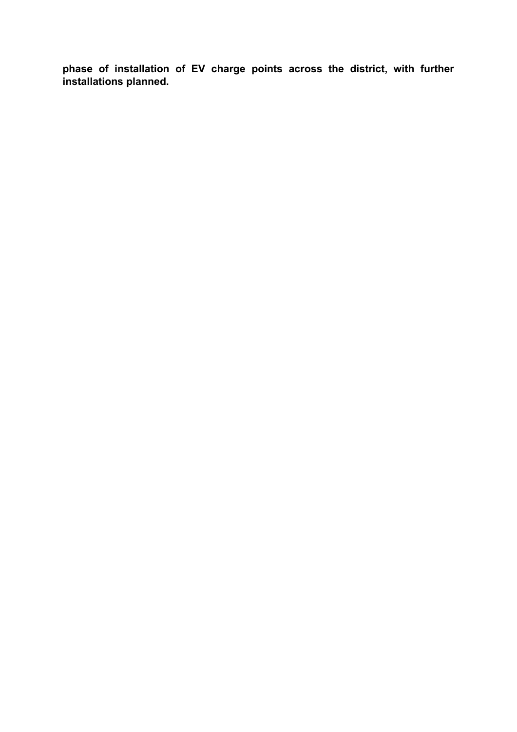**phase of installation of EV charge points across the district, with further installations planned.**